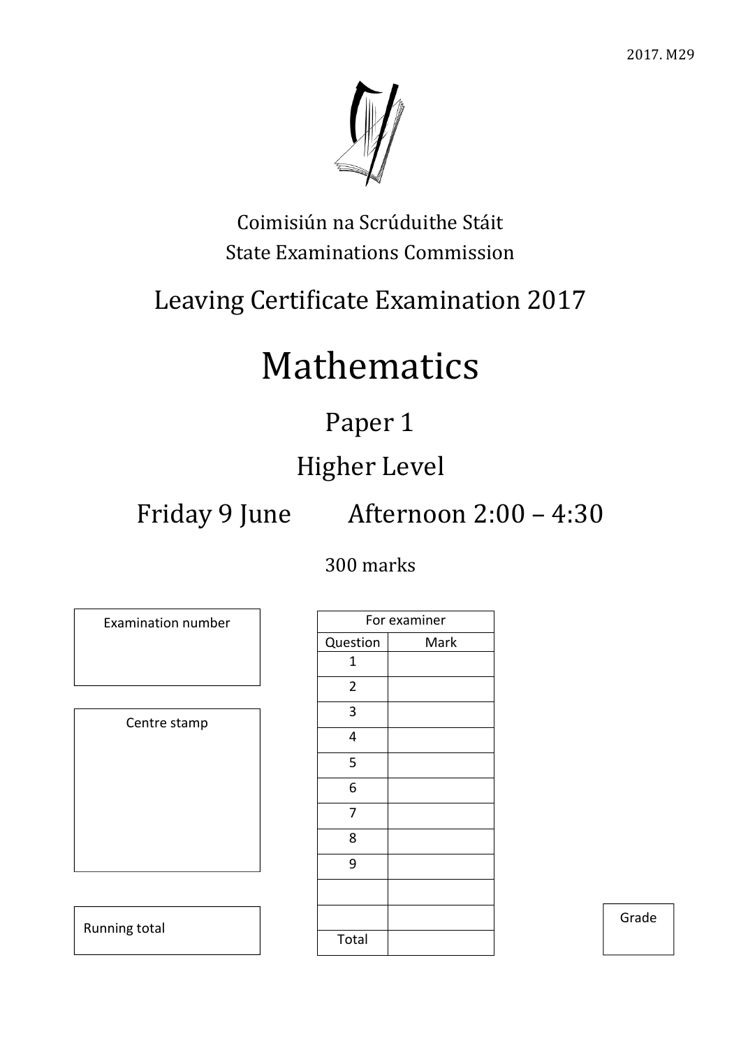2017. M29

Coimisiún na Scrúduithe Stáit
State Examinations Commission

# Leaving Certificate Examination 2017

# Mathematics

## Paper 1

## Higher Level

## Friday 9 June Afternoon 2:00 – 4:30

300 marks

| Examination number |
| --- |
| |

| Centre stamp |
| --- |
| |

| Running total |
| --- |
| |

| For examiner | |
| --- | --- |
| Question | Mark |
| 1 | |
| 2 | |
| 3 | |
| 4 | |
| 5 | |
| 6 | |
| 7 | |
| 8 | |
| 9 | |
| | |
| | |
| Total | |

| Grade |
| --- |
| |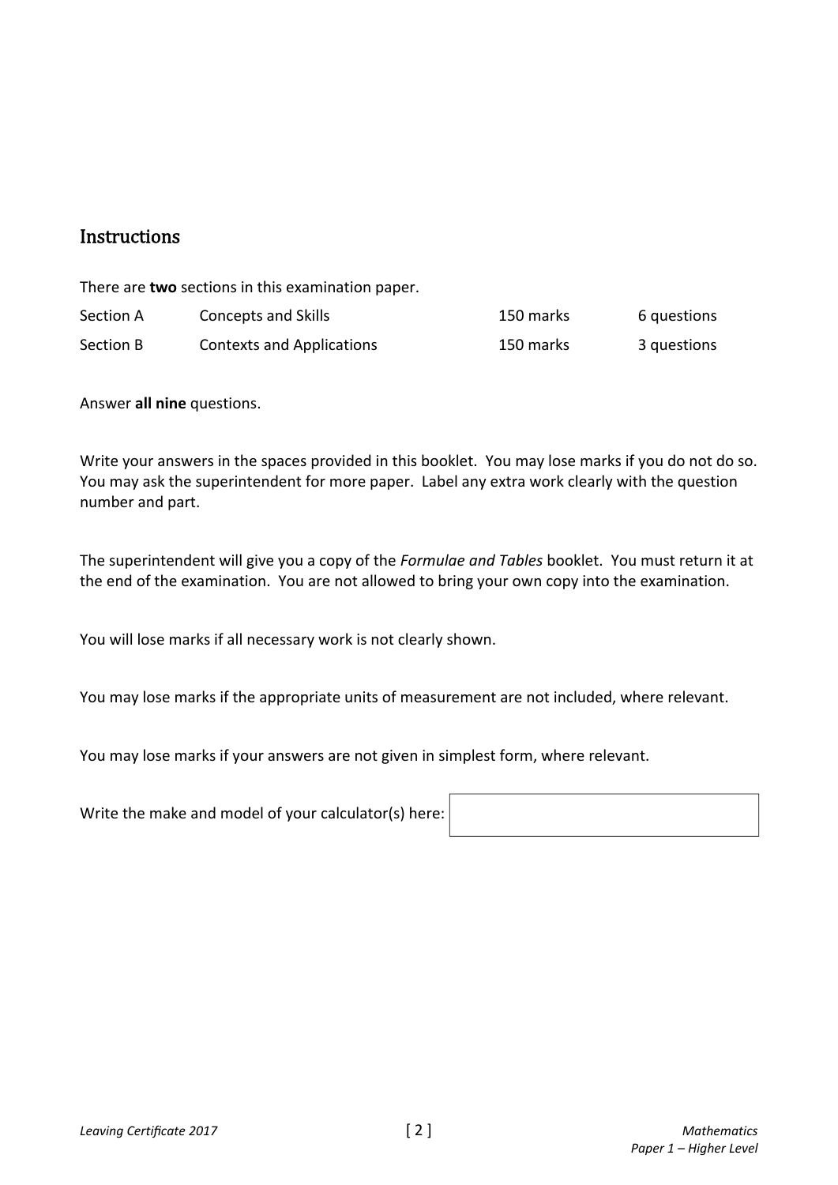## Instructions

There are **two** sections in this examination paper.

| | | | |
|---|---|---|---|
| Section A | Concepts and Skills | 150 marks | 6 questions |
| Section B | Contexts and Applications | 150 marks | 3 questions |

Answer **all nine** questions.

Write your answers in the spaces provided in this booklet. You may lose marks if you do not do so. You may ask the superintendent for more paper. Label any extra work clearly with the question number and part.

The superintendent will give you a copy of the *Formulae and Tables* booklet. You must return it at the end of the examination. You are not allowed to bring your own copy into the examination.

You will lose marks if all necessary work is not clearly shown.

You may lose marks if the appropriate units of measurement are not included, where relevant.

You may lose marks if your answers are not given in simplest form, where relevant.

Write the make and model of your calculator(s) here: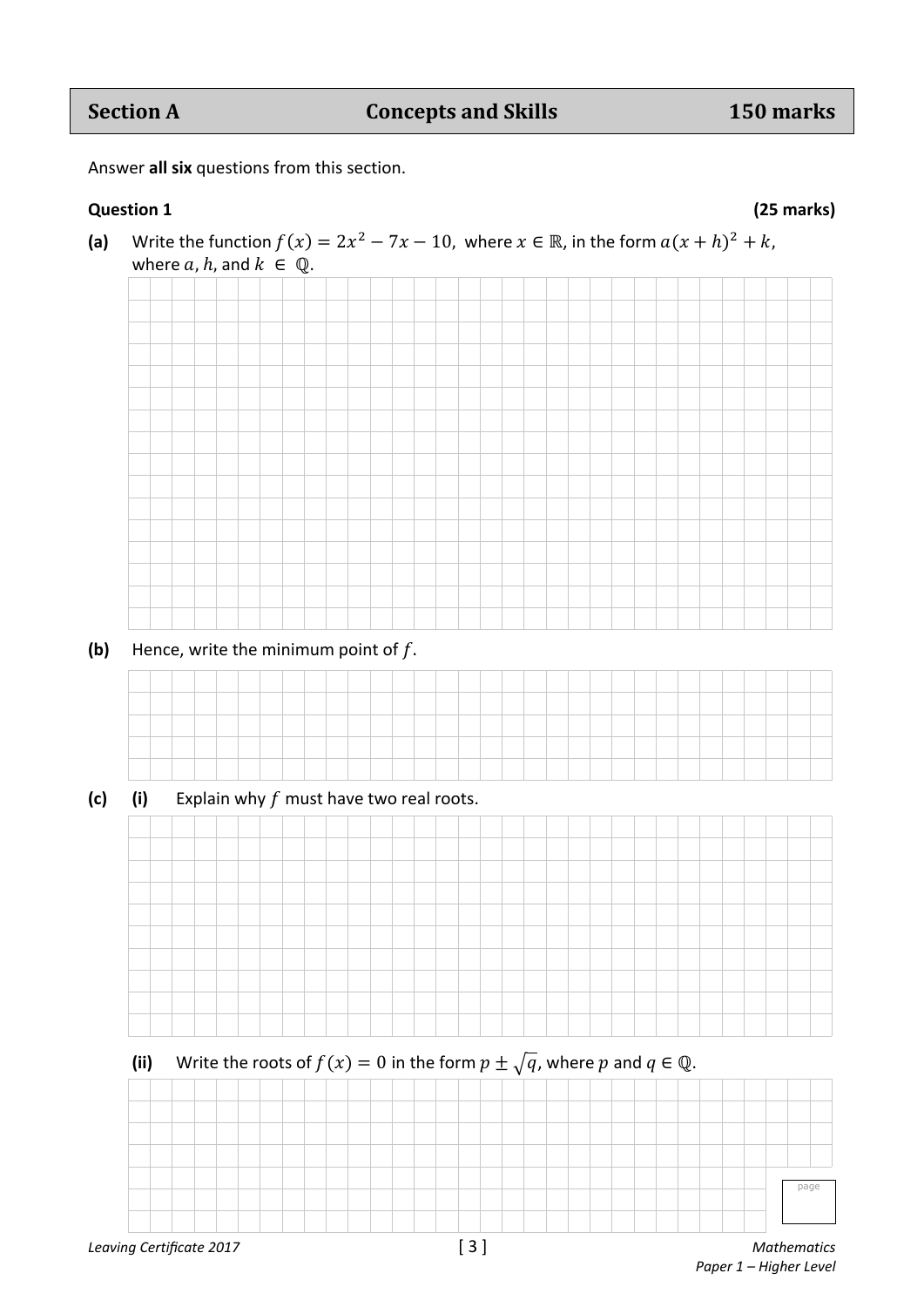| Section A | Concepts and Skills | 150 marks |
| --- | --- | --- |

Answer **all six** questions from this section.

**Question 1** **(25 marks)**

**(a)** Write the function $f(x) = 2x^2 - 7x - 10$, where $x \in \mathbb{R}$, in the form $a(x + h)^2 + k$, where $a$, $h$, and $k \in \mathbb{Q}$.

**(b)** Hence, write the minimum point of $f$.

**(c)** **(i)** Explain why $f$ must have two real roots.

**(ii)** Write the roots of $f(x) = 0$ in the form $p \pm \sqrt{q}$, where $p$ and $q \in \mathbb{Q}$.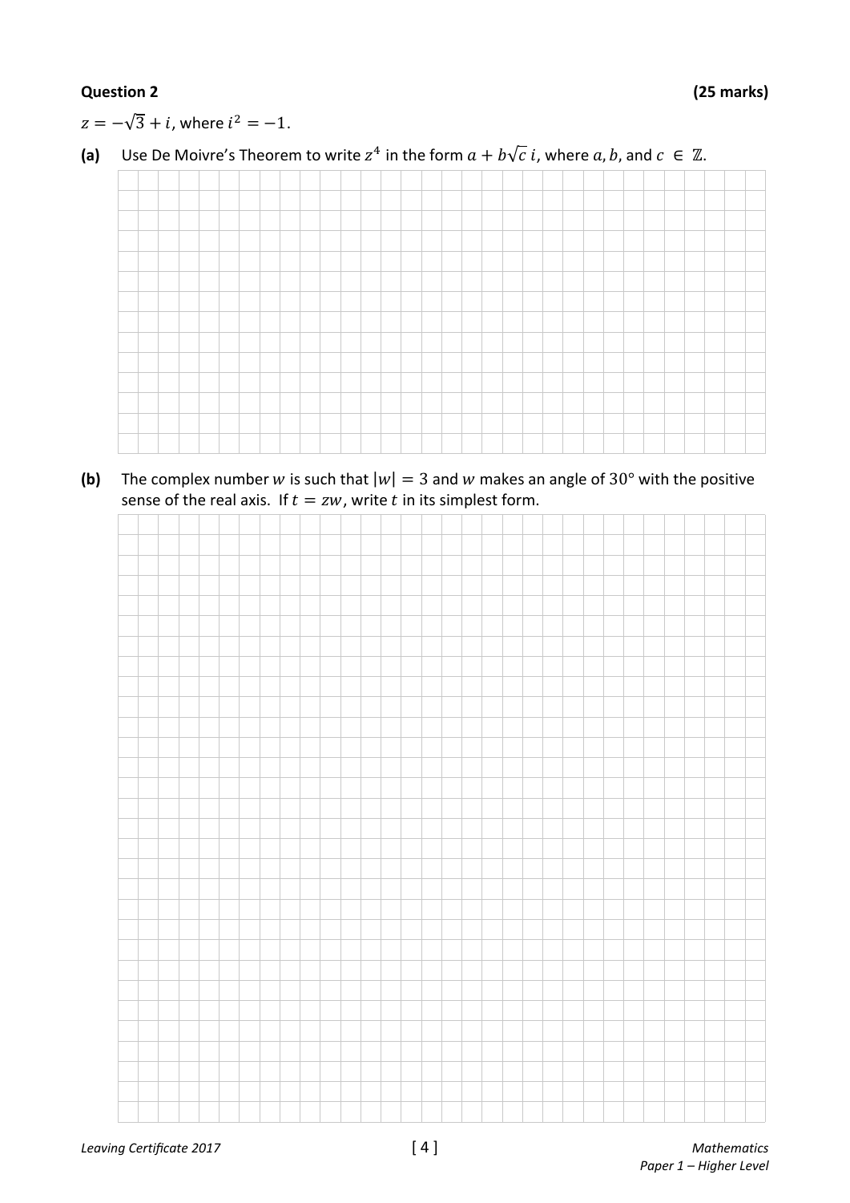**Question 2** **(25 marks)**

$z = -\sqrt{3} + i$, where $i^2 = -1$.

**(a)** Use De Moivre's Theorem to write $z^4$ in the form $a + b\sqrt{c}\, i$, where $a, b$, and $c \in \mathbb{Z}$.

**(b)** The complex number $w$ is such that $|w| = 3$ and $w$ makes an angle of $30°$ with the positive sense of the real axis. If $t = zw$, write $t$ in its simplest form.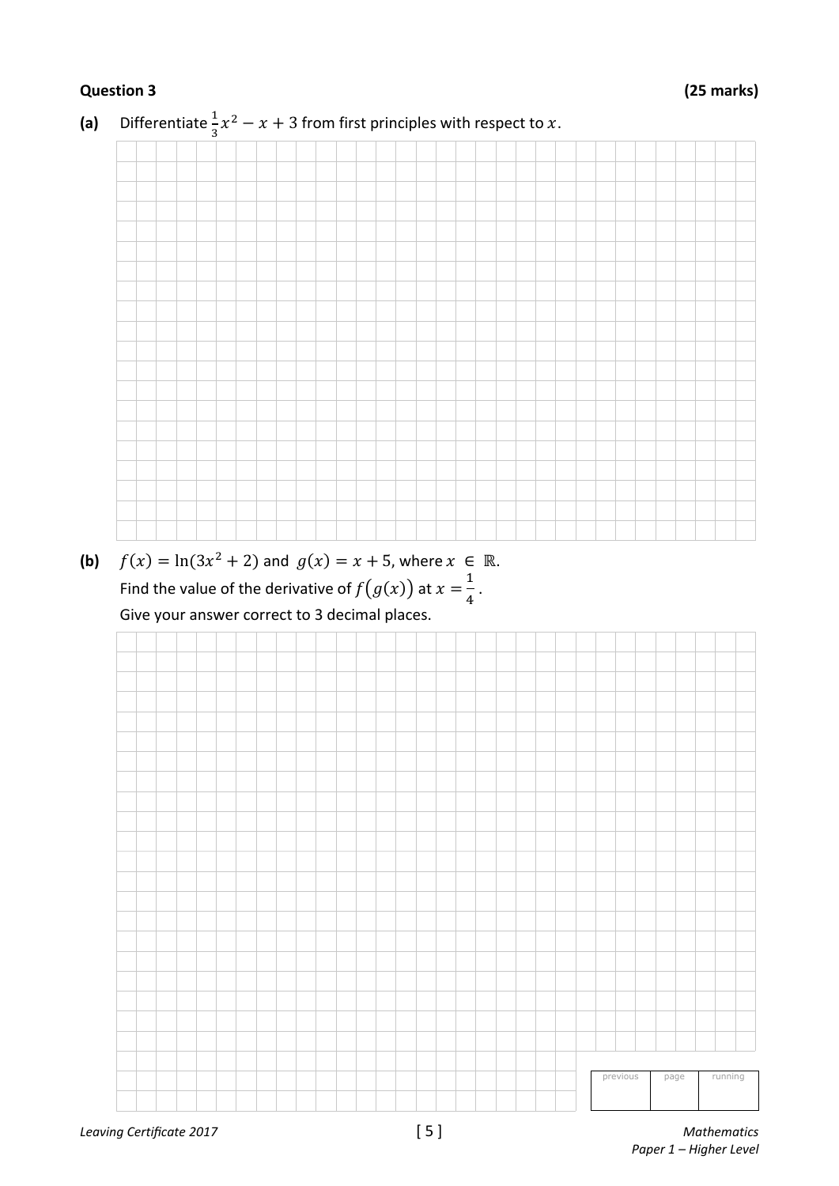**Question 3 (25 marks)**

**(a)** Differentiate $\frac{1}{3}x^2 - x + 3$ from first principles with respect to $x$.

**(b)** $f(x) = \ln(3x^2 + 2)$ and $g(x) = x + 5$, where $x \in \mathbb{R}$.

Find the value of the derivative of $f\big(g(x)\big)$ at $x = \frac{1}{4}$.

Give your answer correct to 3 decimal places.

| previous | page | running |
|---|---|---|
| | | |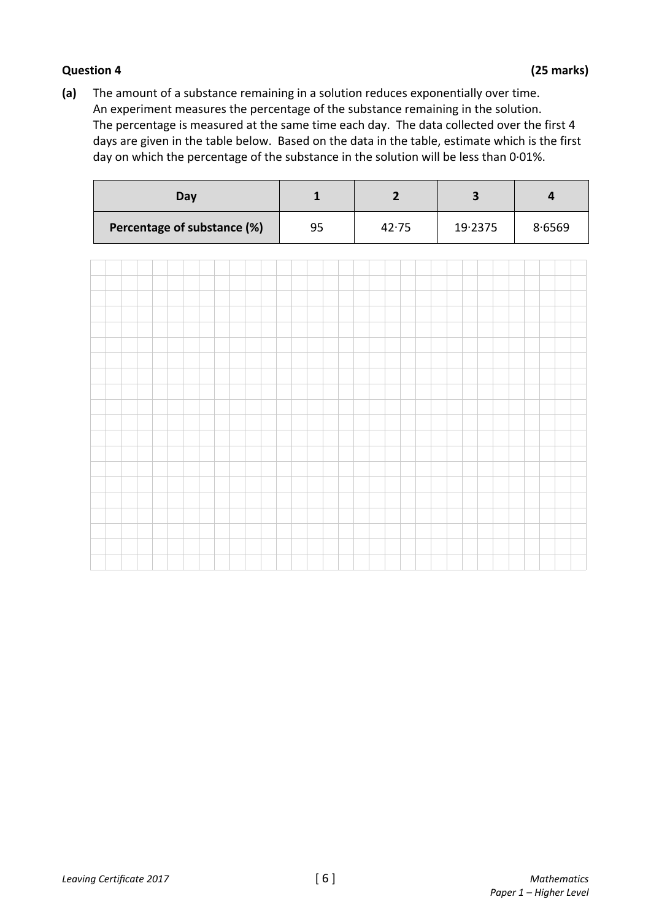**Question 4** **(25 marks)**

**(a)** The amount of a substance remaining in a solution reduces exponentially over time. An experiment measures the percentage of the substance remaining in the solution. The percentage is measured at the same time each day. The data collected over the first 4 days are given in the table below. Based on the data in the table, estimate which is the first day on which the percentage of the substance in the solution will be less than 0·01%.

| Day | 1 | 2 | 3 | 4 |
|---|---|---|---|---|
| Percentage of substance (%) | 95 | 42·75 | 19·2375 | 8·6569 |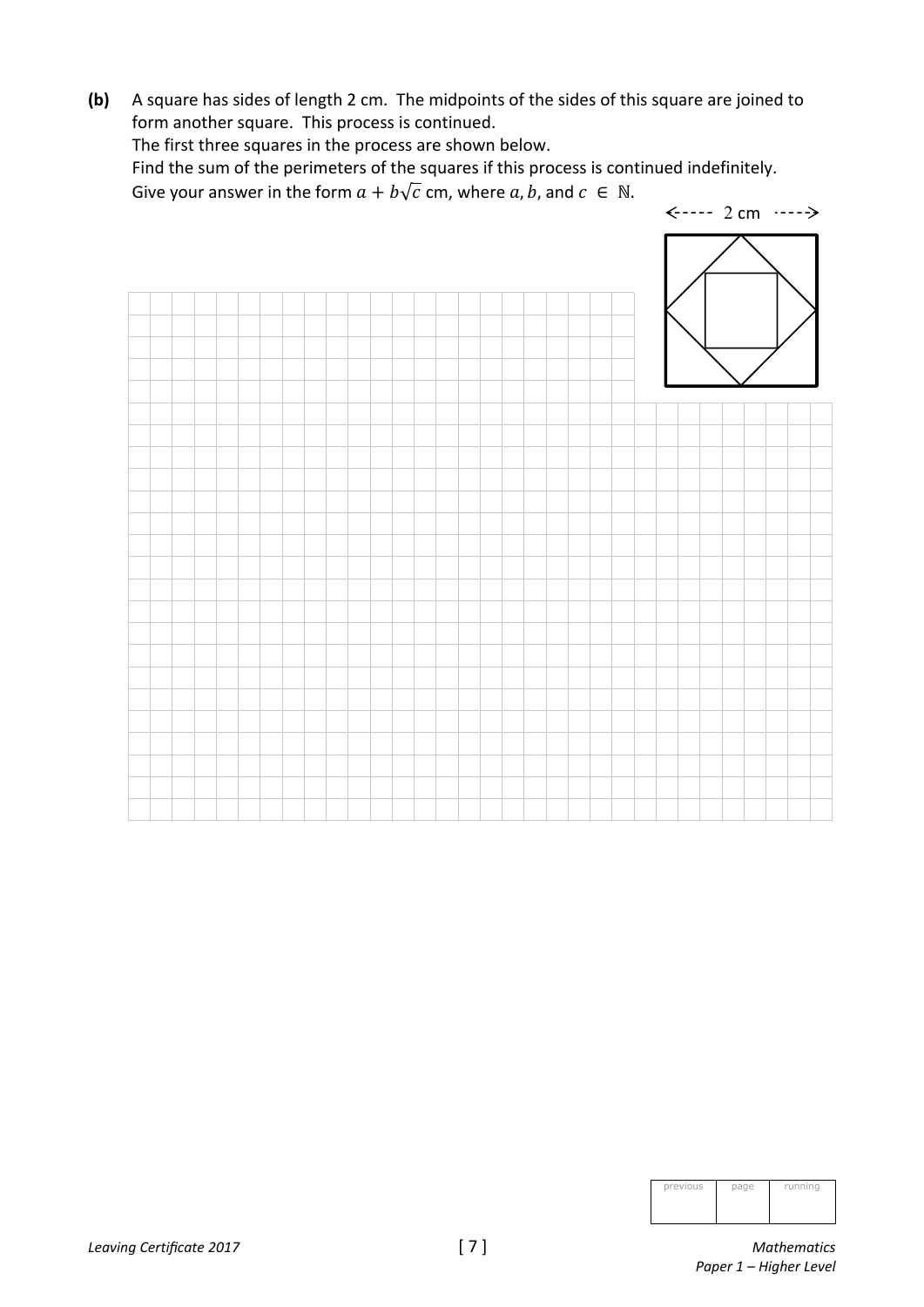**(b)** A square has sides of length 2 cm. The midpoints of the sides of this square are joined to form another square. This process is continued.
The first three squares in the process are shown below.
Find the sum of the perimeters of the squares if this process is continued indefinitely.
Give your answer in the form $a + b\sqrt{c}$ cm, where $a, b,$ and $c \in \mathbb{N}$.

2 cm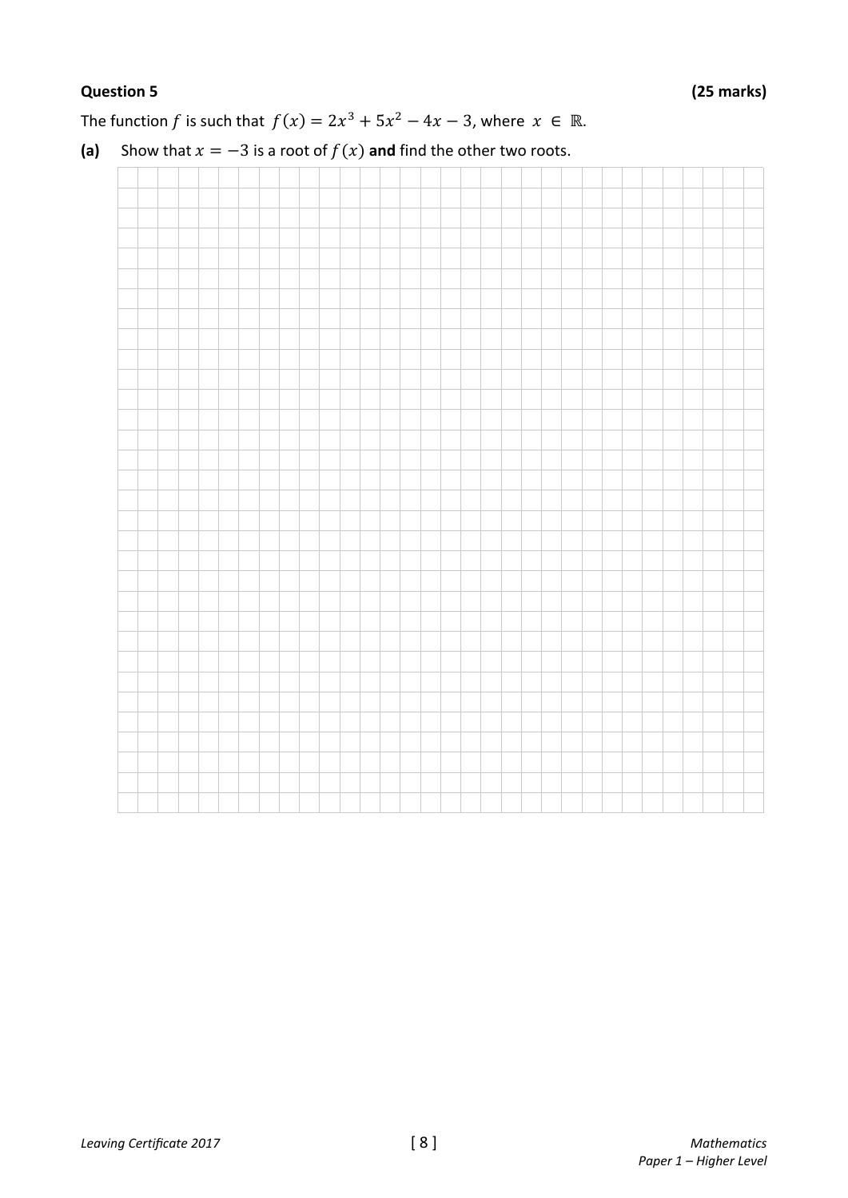**Question 5** **(25 marks)**

The function $f$ is such that $f(x) = 2x^3 + 5x^2 - 4x - 3$, where $x \in \mathbb{R}$.

**(a)** Show that $x = -3$ is a root of $f(x)$ **and** find the other two roots.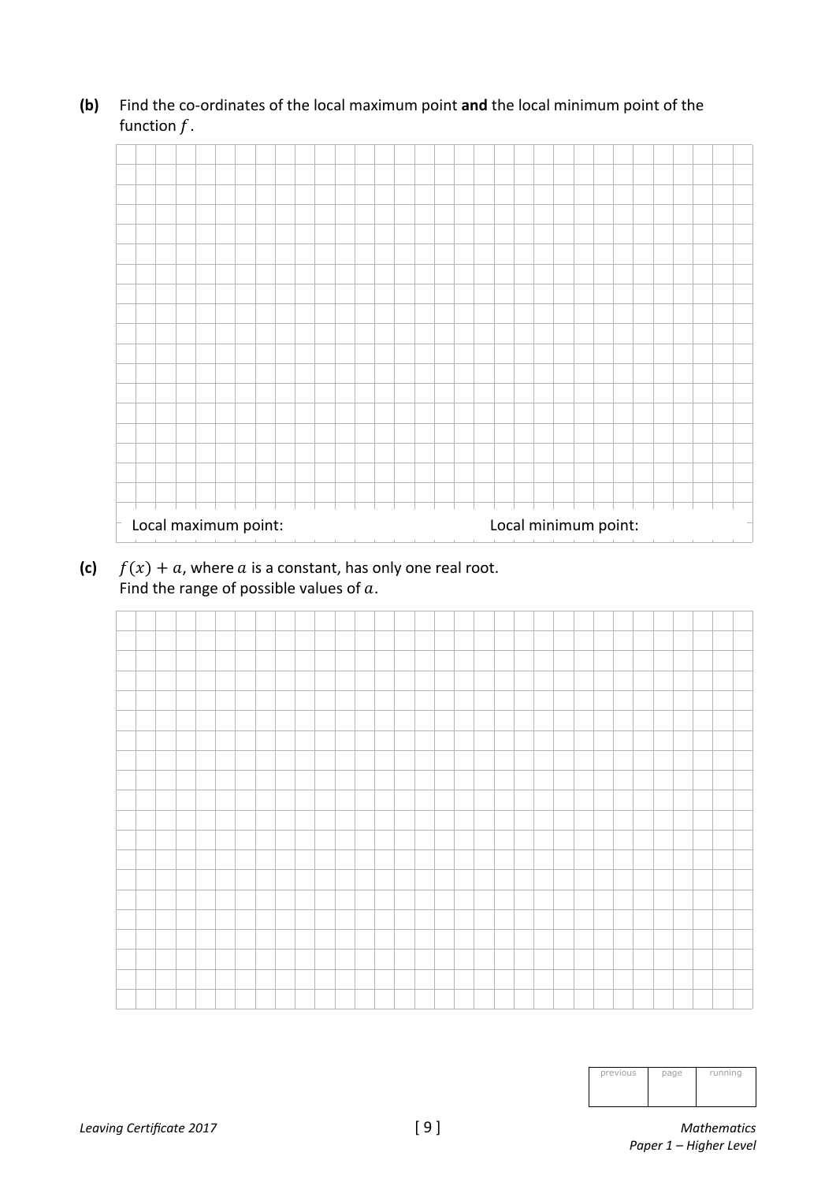**(b)** Find the co-ordinates of the local maximum point **and** the local minimum point of the function $f$.

Local maximum point: 　　　　　　　　　　　　　　Local minimum point:

**(c)** $f(x) + a$, where $a$ is a constant, has only one real root.
Find the range of possible values of $a$.

| previous | page | running |
| --- | --- | --- |
| | | |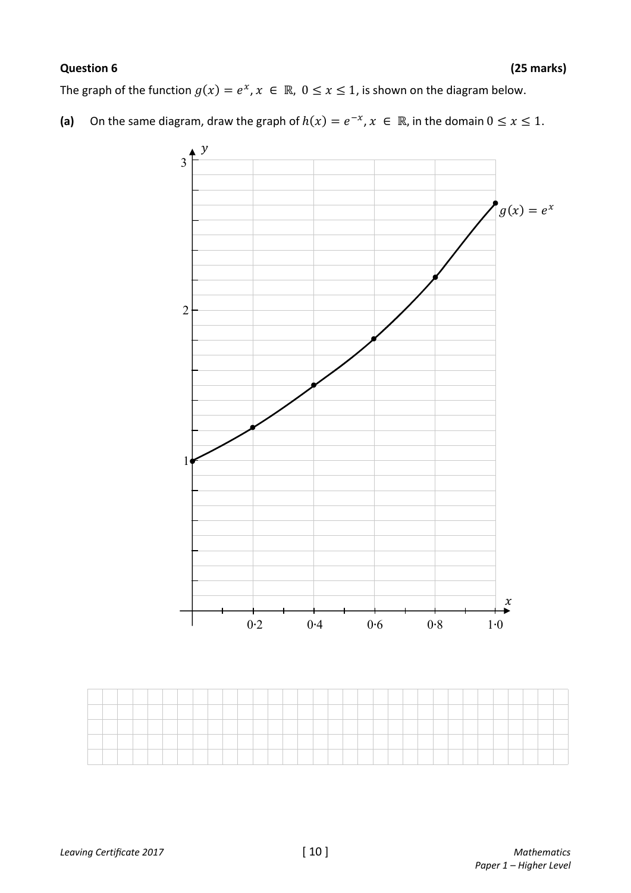**Question 6** **(25 marks)**

The graph of the function $g(x) = e^x, x \in \mathbb{R},\ 0 \leq x \leq 1$, is shown on the diagram below.

**(a)** On the same diagram, draw the graph of $h(x) = e^{-x}, x \in \mathbb{R}$, in the domain $0 \leq x \leq 1$.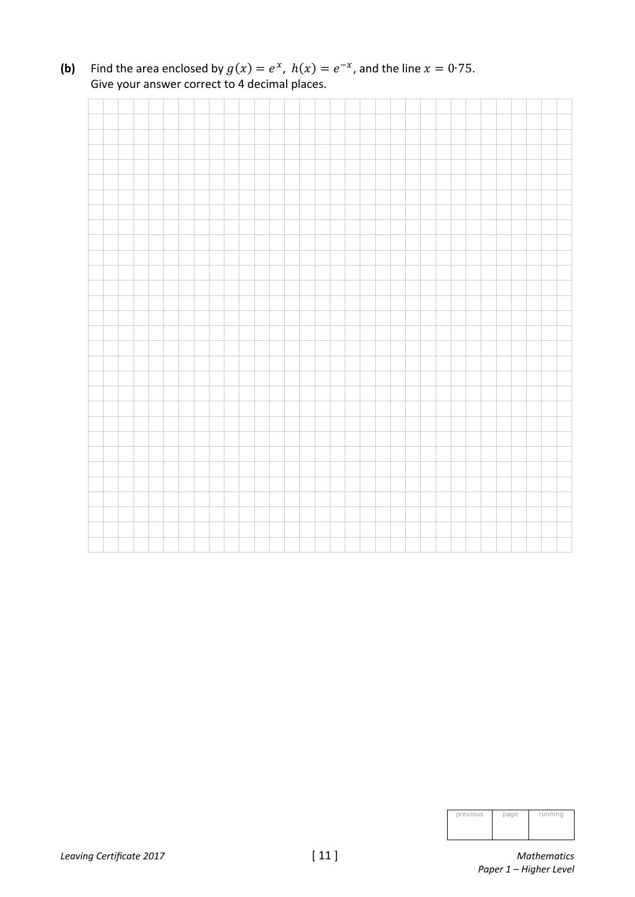**(b)** Find the area enclosed by $g(x) = e^x$, $h(x) = e^{-x}$, and the line $x = 0{\cdot}75$.
Give your answer correct to 4 decimal places.

| previous | page | running |
|---|---|---|
| | | |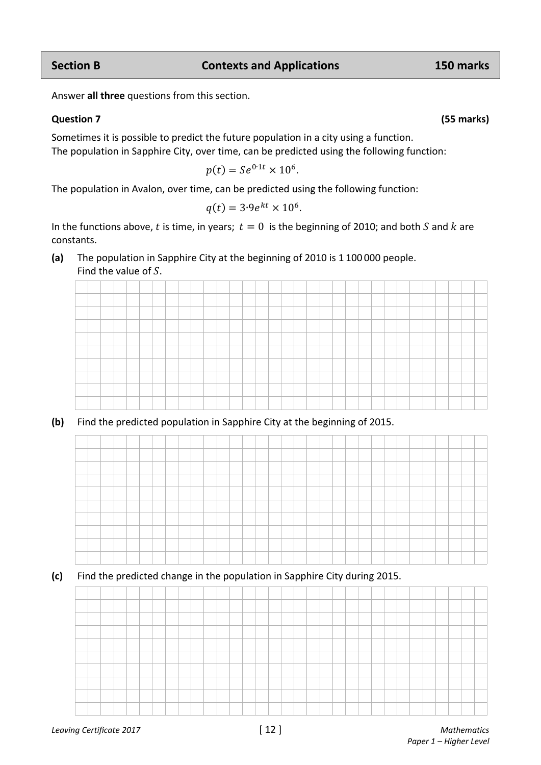## Section B | Contexts and Applications | 150 marks

Answer **all three** questions from this section.

**Question 7** **(55 marks)**

Sometimes it is possible to predict the future population in a city using a function.
The population in Sapphire City, over time, can be predicted using the following function:

$$p(t) = Se^{0 \cdot 1t} \times 10^6.$$

The population in Avalon, over time, can be predicted using the following function:

$$q(t) = 3 \cdot 9e^{kt} \times 10^6.$$

In the functions above, $t$ is time, in years; $t = 0$ is the beginning of 2010; and both $S$ and $k$ are constants.

**(a)** The population in Sapphire City at the beginning of 2010 is 1 100 000 people.
Find the value of $S$.

**(b)** Find the predicted population in Sapphire City at the beginning of 2015.

**(c)** Find the predicted change in the population in Sapphire City during 2015.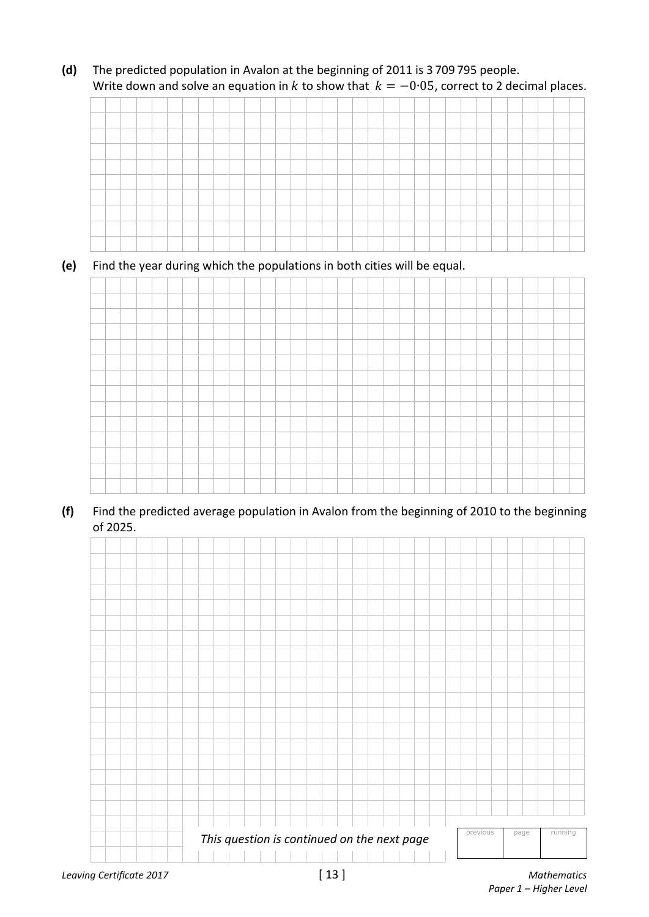**(d)** The predicted population in Avalon at the beginning of 2011 is 3 709 795 people.
Write down and solve an equation in $k$ to show that $k = -0{\cdot}05$, correct to 2 decimal places.

**(e)** Find the year during which the populations in both cities will be equal.

**(f)** Find the predicted average population in Avalon from the beginning of 2010 to the beginning of 2025.

*This question is continued on the next page*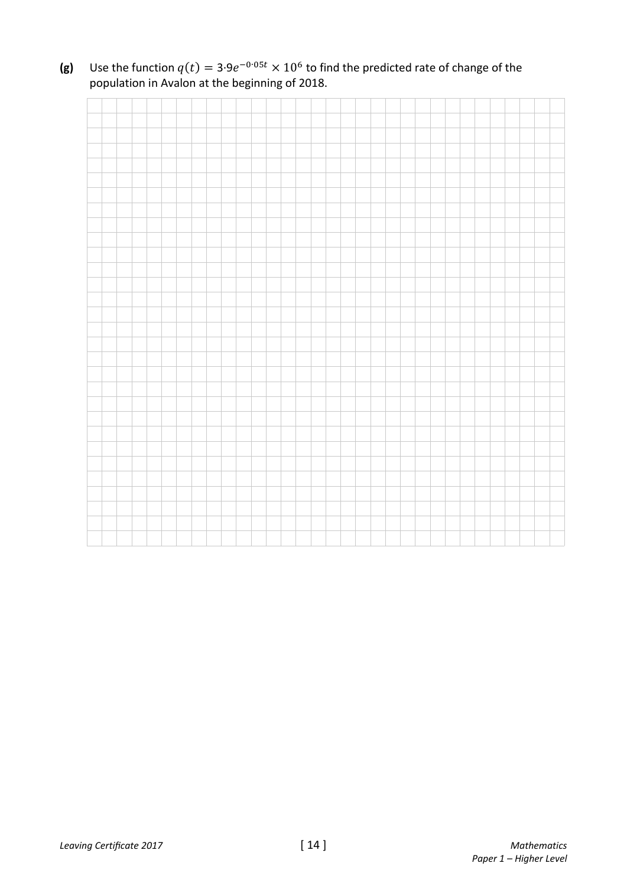**(g)** Use the function $q(t) = 3{\cdot}9e^{-0{\cdot}05t} \times 10^6$ to find the predicted rate of change of the population in Avalon at the beginning of 2018.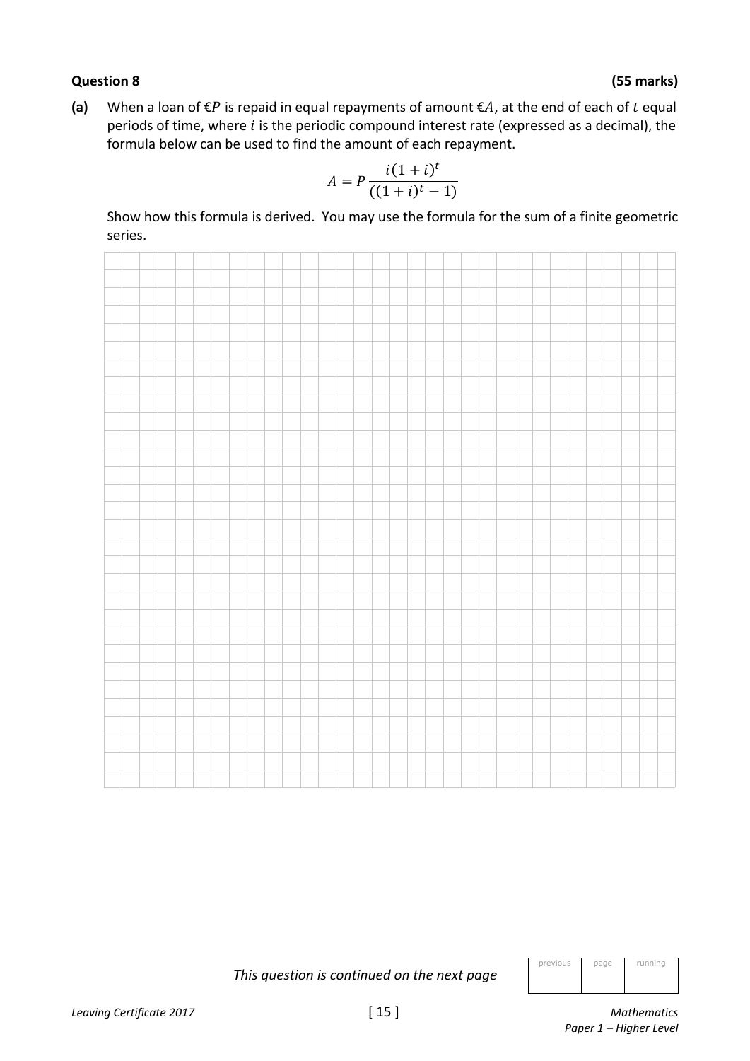**Question 8** **(55 marks)**

**(a)** When a loan of €$P$ is repaid in equal repayments of amount €$A$, at the end of each of $t$ equal periods of time, where $i$ is the periodic compound interest rate (expressed as a decimal), the formula below can be used to find the amount of each repayment.

$$A = P\frac{i(1+i)^t}{((1+i)^t - 1)}$$

Show how this formula is derived. You may use the formula for the sum of a finite geometric series.

*This question is continued on the next page*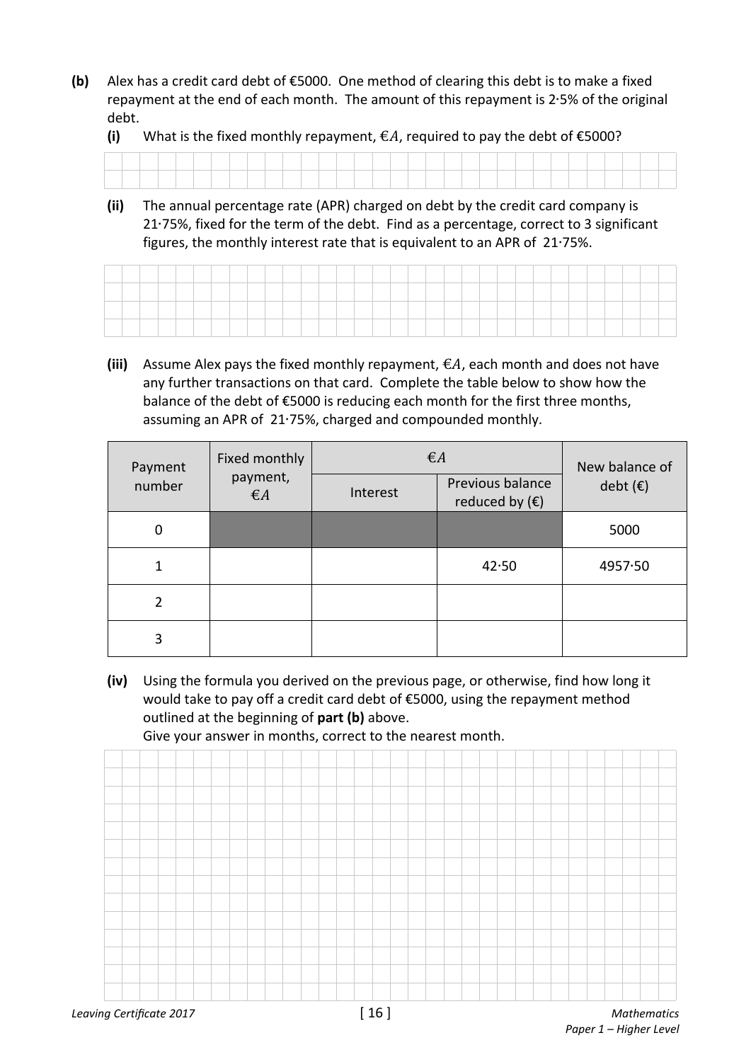**(b)** Alex has a credit card debt of €5000. One method of clearing this debt is to make a fixed repayment at the end of each month. The amount of this repayment is 2·5% of the original debt.

**(i)** What is the fixed monthly repayment, €$A$, required to pay the debt of €5000?

**(ii)** The annual percentage rate (APR) charged on debt by the credit card company is 21·75%, fixed for the term of the debt. Find as a percentage, correct to 3 significant figures, the monthly interest rate that is equivalent to an APR of 21·75%.

**(iii)** Assume Alex pays the fixed monthly repayment, €$A$, each month and does not have any further transactions on that card. Complete the table below to show how the balance of the debt of €5000 is reducing each month for the first three months, assuming an APR of 21·75%, charged and compounded monthly.

| Payment number | Fixed monthly payment, €$A$ | €$A$ | | New balance of debt (€) |
|---|---|---|---|---|
| | | Interest | Previous balance reduced by (€) | |
| 0 | | | | 5000 |
| 1 | | | 42·50 | 4957·50 |
| 2 | | | | |
| 3 | | | | |

**(iv)** Using the formula you derived on the previous page, or otherwise, find how long it would take to pay off a credit card debt of €5000, using the repayment method outlined at the beginning of **part (b)** above.
Give your answer in months, correct to the nearest month.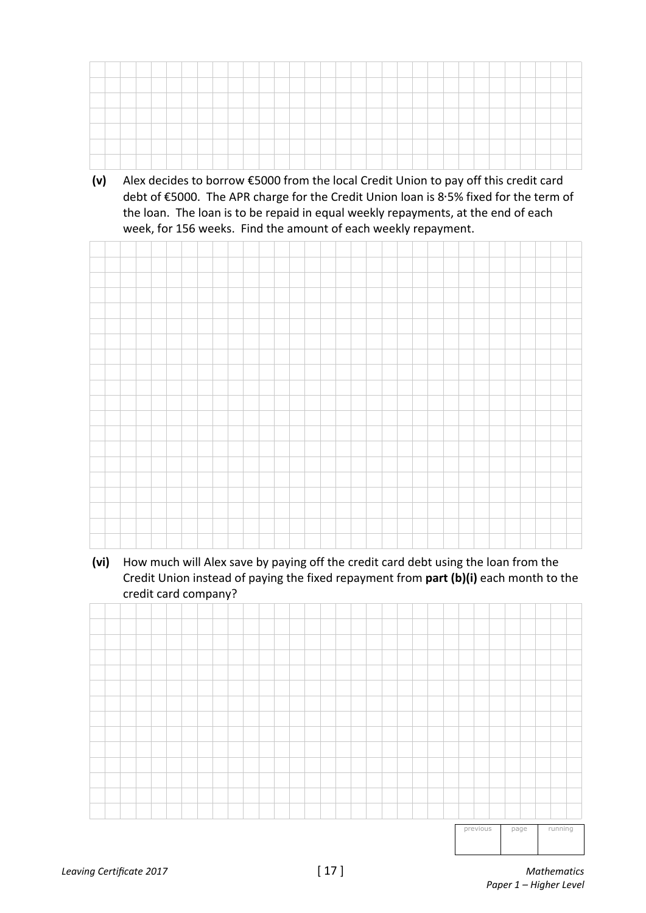**(v)** Alex decides to borrow €5000 from the local Credit Union to pay off this credit card debt of €5000. The APR charge for the Credit Union loan is 8·5% fixed for the term of the loan. The loan is to be repaid in equal weekly repayments, at the end of each week, for 156 weeks. Find the amount of each weekly repayment.

**(vi)** How much will Alex save by paying off the credit card debt using the loan from the Credit Union instead of paying the fixed repayment from **part (b)(i)** each month to the credit card company?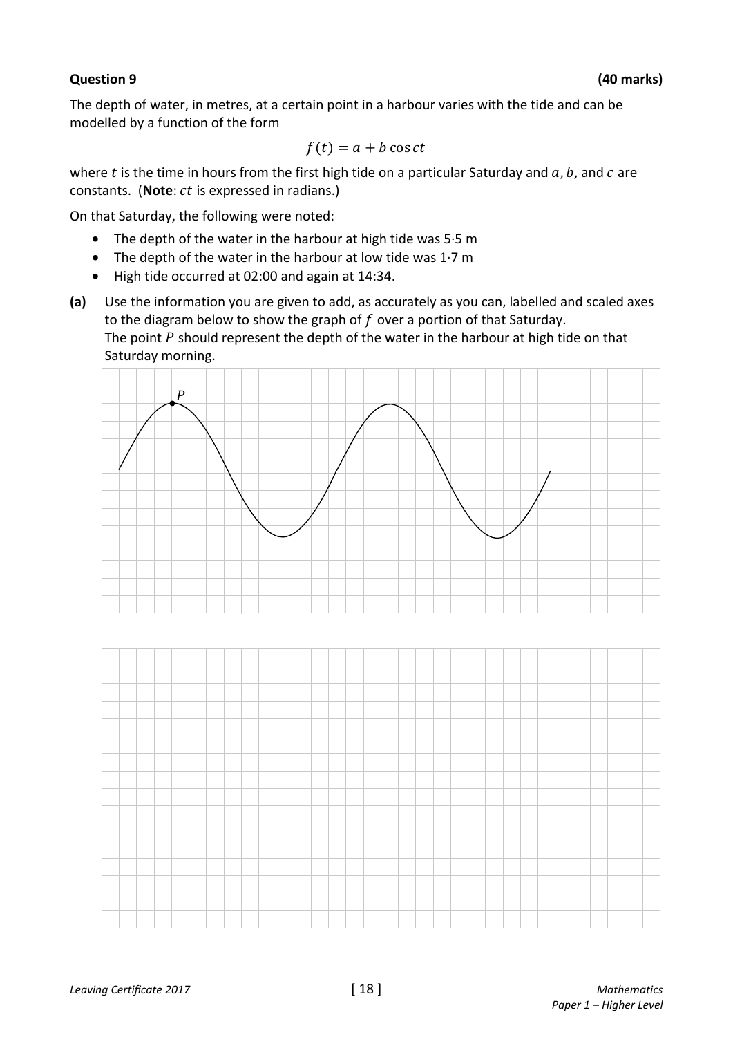**Question 9** **(40 marks)**

The depth of water, in metres, at a certain point in a harbour varies with the tide and can be modelled by a function of the form

$$f(t) = a + b\cos ct$$

where $t$ is the time in hours from the first high tide on a particular Saturday and $a$, $b$, and $c$ are constants. (**Note**: $ct$ is expressed in radians.)

On that Saturday, the following were noted:

- The depth of the water in the harbour at high tide was 5·5 m
- The depth of the water in the harbour at low tide was 1·7 m
- High tide occurred at 02:00 and again at 14:34.

**(a)** Use the information you are given to add, as accurately as you can, labelled and scaled axes to the diagram below to show the graph of $f$ over a portion of that Saturday.
The point $P$ should represent the depth of the water in the harbour at high tide on that Saturday morning.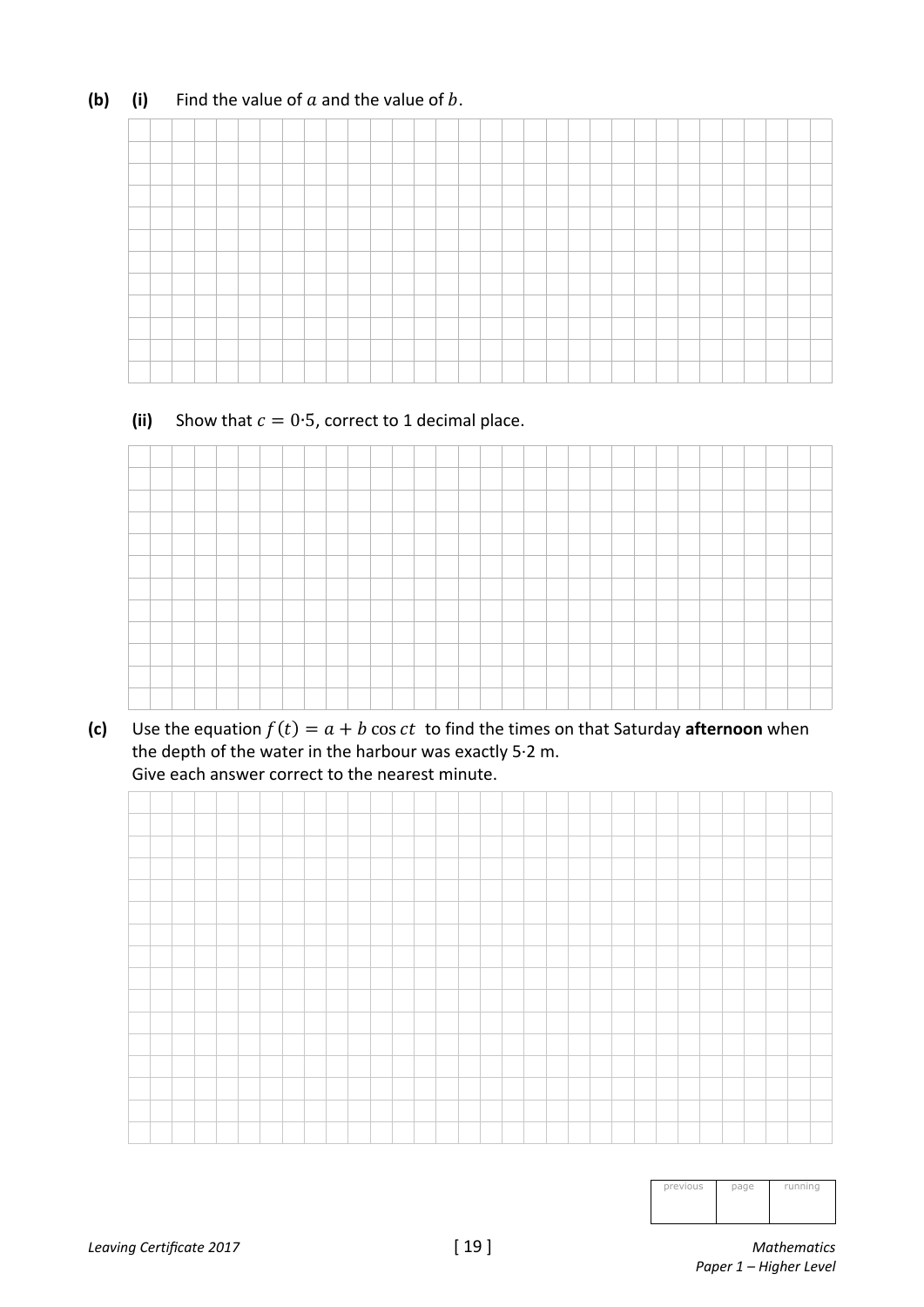**(b)** **(i)** Find the value of $a$ and the value of $b$.

**(ii)** Show that $c = 0{\cdot}5$, correct to 1 decimal place.

**(c)** Use the equation $f(t) = a + b \cos ct$ to find the times on that Saturday **afternoon** when the depth of the water in the harbour was exactly 5·2 m.
Give each answer correct to the nearest minute.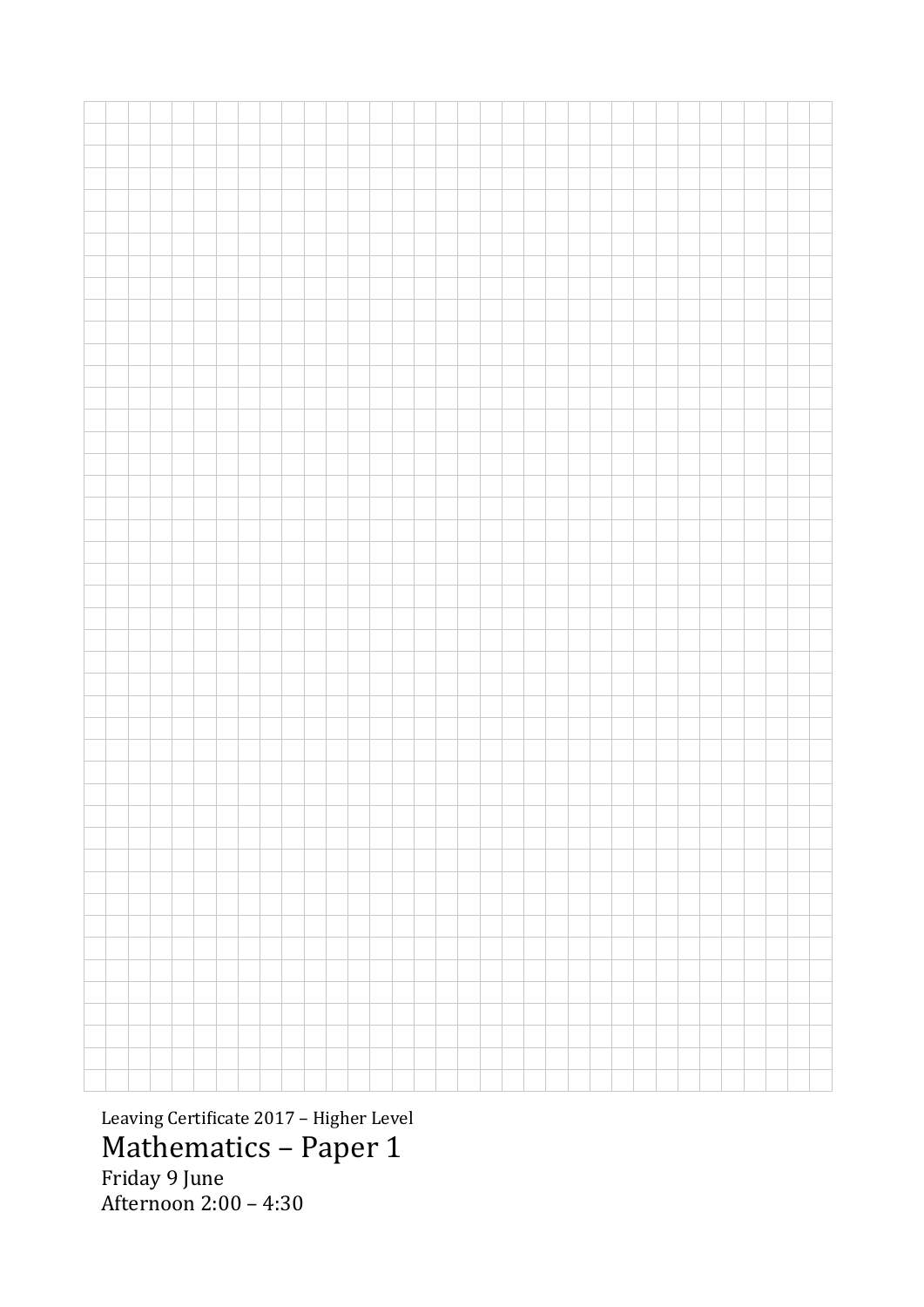Leaving Certificate 2017 – Higher Level

# Mathematics – Paper 1

Friday 9 June

Afternoon 2:00 – 4:30